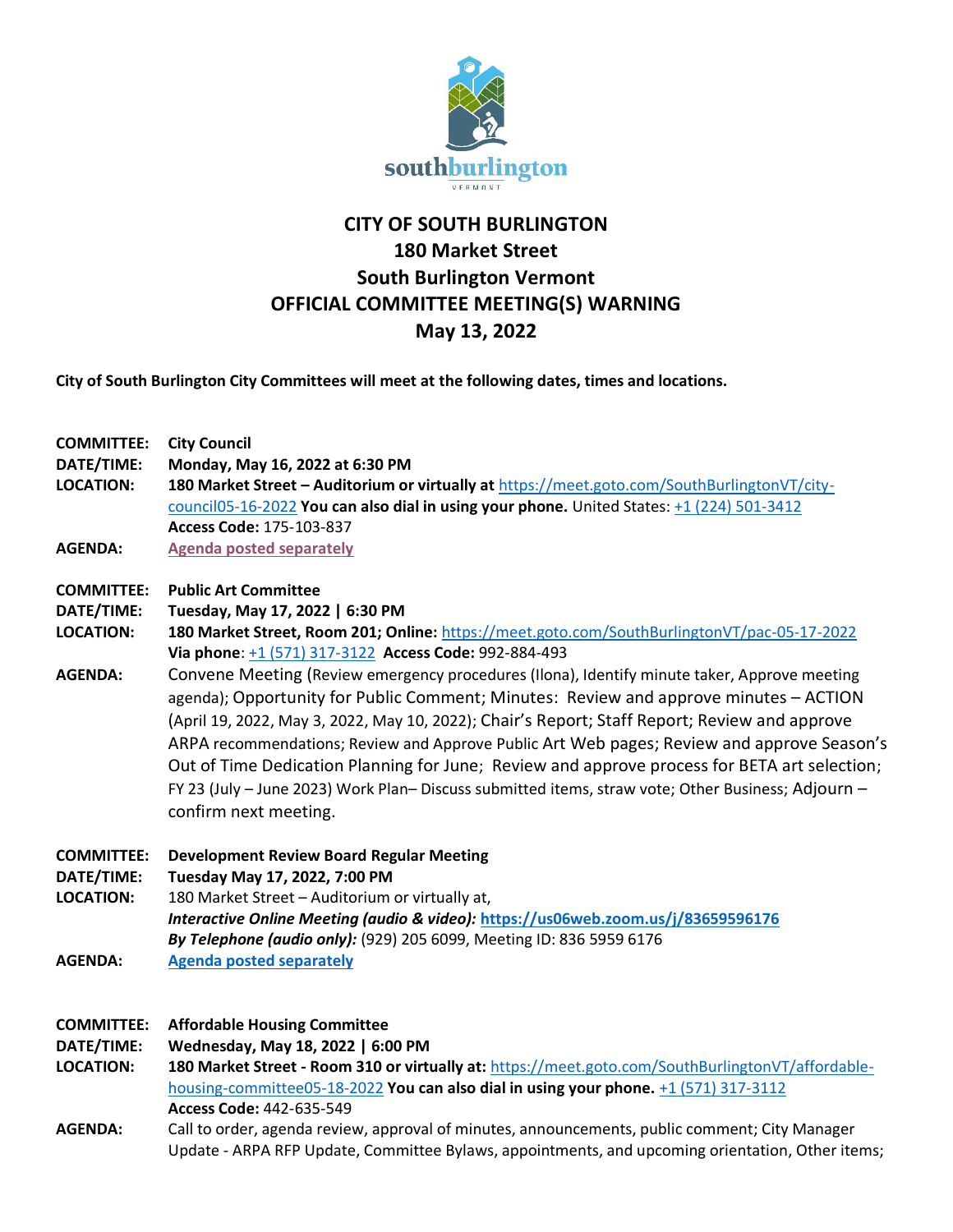# CITY OF SOUTH BURLINGTON
## 180 Market Street
## South Burlington Vermont
## OFFICIAL COMMITTEE MEETING(S) WARNING
## May 13, 2022

**City of South Burlington City Committees will meet at the following dates, times and locations.**

**COMMITTEE:** **City Council**
**DATE/TIME:** **Monday, May 16, 2022 at 6:30 PM**
**LOCATION:** **180 Market Street – Auditorium or virtually at** https://meet.goto.com/SouthBurlingtonVT/city-council05-16-2022 **You can also dial in using your phone.** United States: +1 (224) 501-3412
**Access Code:** 175-103-837
**AGENDA:** **Agenda posted separately**

**COMMITTEE:** **Public Art Committee**
**DATE/TIME:** **Tuesday, May 17, 2022 | 6:30 PM**
**LOCATION:** **180 Market Street, Room 201; Online:** https://meet.goto.com/SouthBurlingtonVT/pac-05-17-2022
**Via phone**: +1 (571) 317-3122 **Access Code:** 992-884-493
**AGENDA:** Convene Meeting (Review emergency procedures (Ilona), Identify minute taker, Approve meeting agenda); Opportunity for Public Comment; Minutes: Review and approve minutes – ACTION (April 19, 2022, May 3, 2022, May 10, 2022); Chair's Report; Staff Report; Review and approve ARPA recommendations; Review and Approve Public Art Web pages; Review and approve Season's Out of Time Dedication Planning for June; Review and approve process for BETA art selection; FY 23 (July – June 2023) Work Plan– Discuss submitted items, straw vote; Other Business; Adjourn – confirm next meeting.

**COMMITTEE:** **Development Review Board Regular Meeting**
**DATE/TIME:** **Tuesday May 17, 2022, 7:00 PM**
**LOCATION:** 180 Market Street – Auditorium or virtually at,
***Interactive Online Meeting (audio & video):*** **https://us06web.zoom.us/j/83659596176**
***By Telephone (audio only):*** (929) 205 6099, Meeting ID: 836 5959 6176
**AGENDA:** **Agenda posted separately**

**COMMITTEE:** **Affordable Housing Committee**
**DATE/TIME:** **Wednesday, May 18, 2022 | 6:00 PM**
**LOCATION:** **180 Market Street - Room 310 or virtually at:** https://meet.goto.com/SouthBurlingtonVT/affordable-housing-committee05-18-2022 **You can also dial in using your phone.** +1 (571) 317-3112
**Access Code:** 442-635-549
**AGENDA:** Call to order, agenda review, approval of minutes, announcements, public comment; City Manager Update - ARPA RFP Update, Committee Bylaws, appointments, and upcoming orientation, Other items;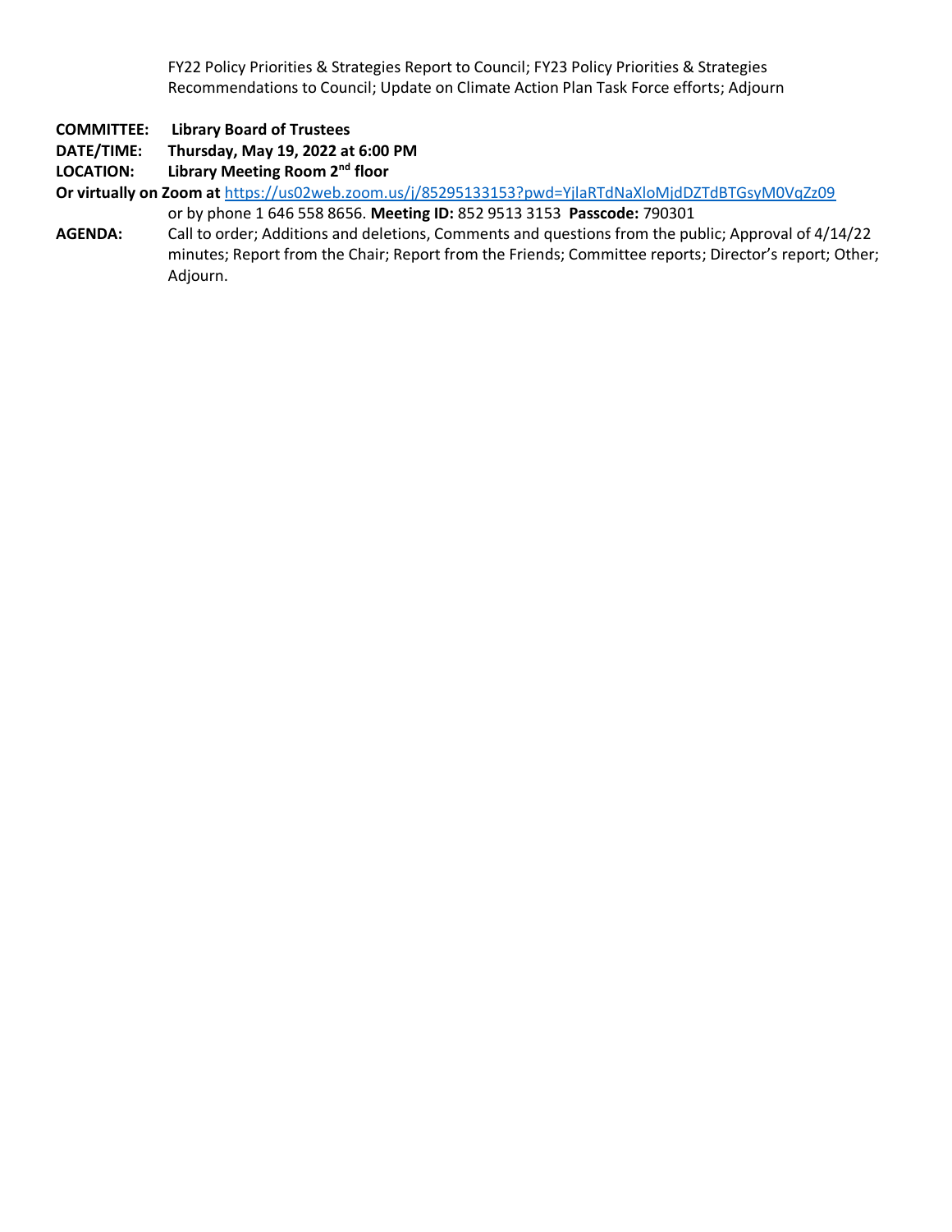FY22 Policy Priorities & Strategies Report to Council; FY23 Policy Priorities & Strategies Recommendations to Council; Update on Climate Action Plan Task Force efforts; Adjourn

**COMMITTEE:** **Library Board of Trustees**
**DATE/TIME:** **Thursday, May 19, 2022 at 6:00 PM**
**LOCATION:** **Library Meeting Room 2nd floor**
**Or virtually on Zoom at** https://us02web.zoom.us/j/85295133153?pwd=YjlaRTdNaXloMjdDZTdBTGsyM0VqZz09
or by phone 1 646 558 8656. **Meeting ID:** 852 9513 3153 **Passcode:** 790301
**AGENDA:** Call to order; Additions and deletions, Comments and questions from the public; Approval of 4/14/22 minutes; Report from the Chair; Report from the Friends; Committee reports; Director's report; Other; Adjourn.